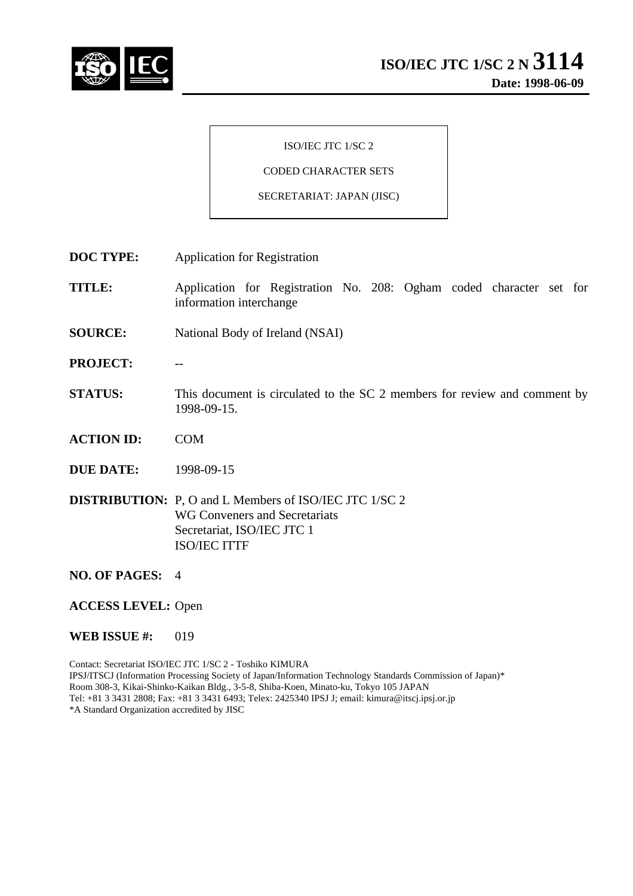# ISO/IEC JTC 1/SC 2 N 3114

**Date: 1998-06-09**

ISO/IEC JTC 1/SC 2

CODED CHARACTER SETS

SECRETARIAT: JAPAN (JISC)

**DOC TYPE:** Application for Registration

**TITLE:** Application for Registration No. 208: Ogham coded character set for information interchange

**SOURCE:** National Body of Ireland (NSAI)

**PROJECT:** --

**STATUS:** This document is circulated to the SC 2 members for review and comment by 1998-09-15.

**ACTION ID:** COM

**DUE DATE:** 1998-09-15

**DISTRIBUTION:** P, O and L Members of ISO/IEC JTC 1/SC 2
WG Conveners and Secretariats
Secretariat, ISO/IEC JTC 1
ISO/IEC ITTF

**NO. OF PAGES:** 4

**ACCESS LEVEL:** Open

**WEB ISSUE #:** 019

Contact: Secretariat ISO/IEC JTC 1/SC 2 - Toshiko KIMURA
IPSJ/ITSCJ (Information Processing Society of Japan/Information Technology Standards Commission of Japan)*
Room 308-3, Kikai-Shinko-Kaikan Bldg., 3-5-8, Shiba-Koen, Minato-ku, Tokyo 105 JAPAN
Tel: +81 3 3431 2808; Fax: +81 3 3431 6493; Telex: 2425340 IPSJ J; email: kimura@itscj.ipsj.or.jp
*A Standard Organization accredited by JISC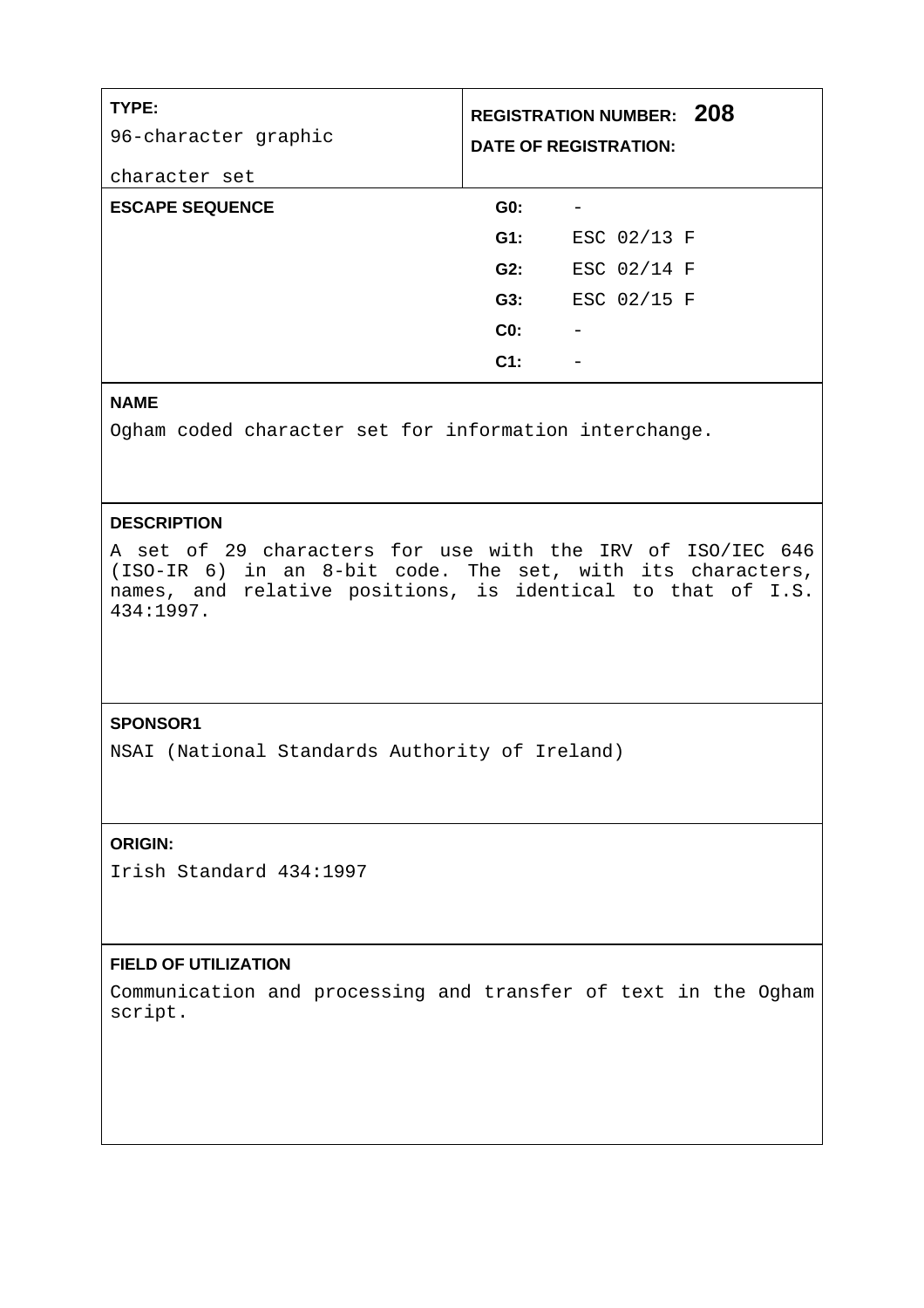| **TYPE:** 96-character graphic character set | **REGISTRATION NUMBER: 208** **DATE OF REGISTRATION:** |
|---|---|

**ESCAPE SEQUENCE**

| | |
|---|---|
| **G0:** | - |
| **G1:** | ESC 02/13 F |
| **G2:** | ESC 02/14 F |
| **G3:** | ESC 02/15 F |
| **C0:** | - |
| **C1:** | - |

**NAME**

Ogham coded character set for information interchange.

**DESCRIPTION**

A set of 29 characters for use with the IRV of ISO/IEC 646 (ISO-IR 6) in an 8-bit code. The set, with its characters, names, and relative positions, is identical to that of I.S. 434:1997.

**SPONSOR1**

NSAI (National Standards Authority of Ireland)

**ORIGIN:**

Irish Standard 434:1997

**FIELD OF UTILIZATION**

Communication and processing and transfer of text in the Ogham script.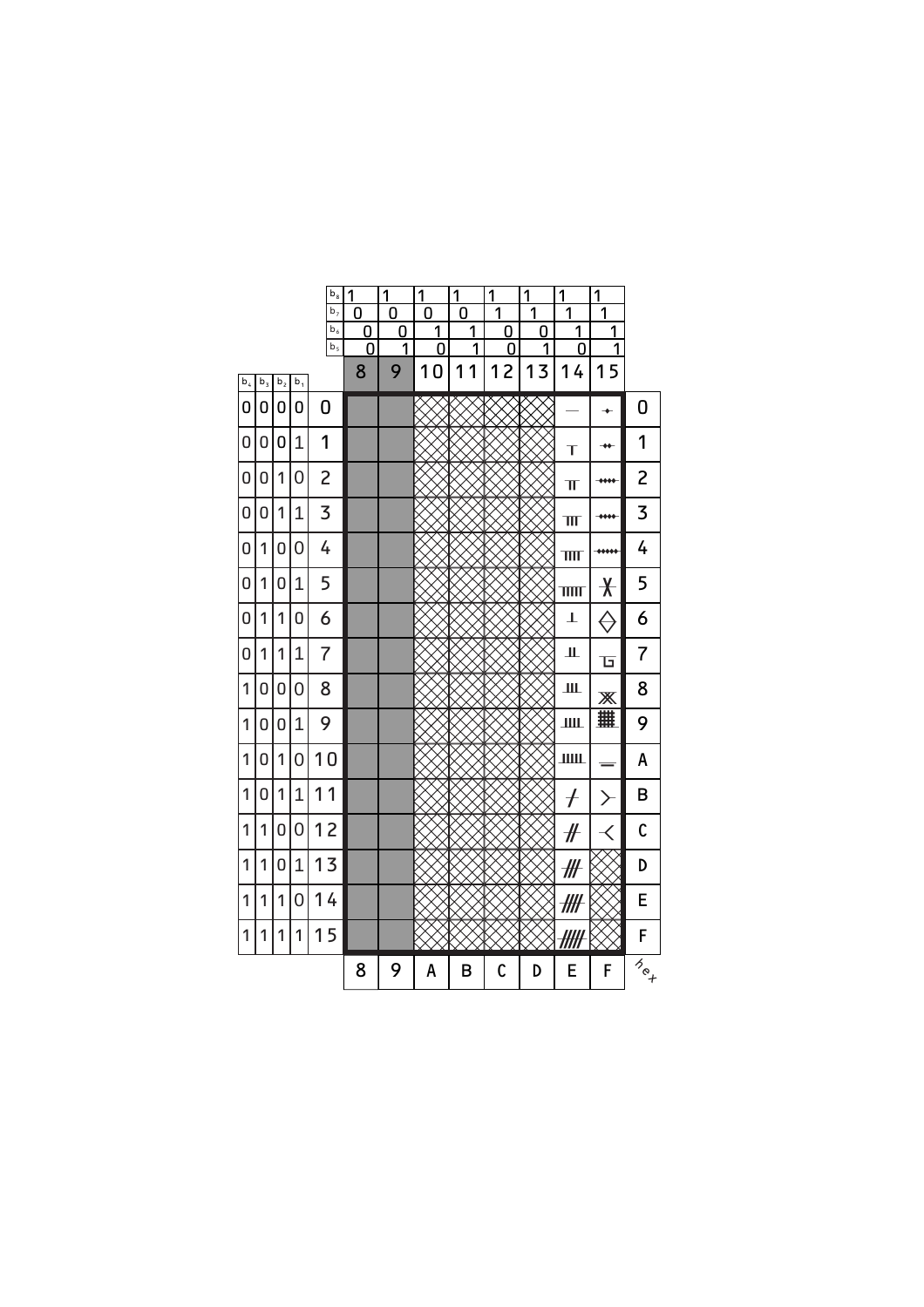| | | | | b8 | 1 | 1 | 1 | 1 | 1 | 1 | 1 | 1 | |
|---|---|---|---|---|---|---|---|---|---|---|---|---|---|
| | | | | b7 | 0 | 0 | 0 | 0 | 1 | 1 | 1 | 1 | |
| | | | | b6 | 0 | 0 | 1 | 1 | 0 | 0 | 1 | 1 | |
| | | | | b5 | 0 | 1 | 0 | 1 | 0 | 1 | 0 | 1 | |
| b4 | b3 | b2 | b1 | | 8 | 9 | 10 | 11 | 12 | 13 | 14 | 15 | |
| 0 | 0 | 0 | 0 | 0 | | | | | | | — | ·•· | 0 |
| 0 | 0 | 0 | 1 | 1 | | | | | | | ⊤ | ·••· | 1 |
| 0 | 0 | 1 | 0 | 2 | | | | | | | ╥ | ·•••· | 2 |
| 0 | 0 | 1 | 1 | 3 | | | | | | | ╥╥ | ·••••· | 3 |
| 0 | 1 | 0 | 0 | 4 | | | | | | | ╥╥╥ | ·•••••· | 4 |
| 0 | 1 | 0 | 1 | 5 | | | | | | | ╥╥╥╥ | X | 5 |
| 0 | 1 | 1 | 0 | 6 | | | | | | | ⊥ | ◇ | 6 |
| 0 | 1 | 1 | 1 | 7 | | | | | | | ╨ | ⊑ | 7 |
| 1 | 0 | 0 | 0 | 8 | | | | | | | ╨╨ | ⋇ | 8 |
| 1 | 0 | 0 | 1 | 9 | | | | | | | ╨╨╨ | # | 9 |
| 1 | 0 | 1 | 0 | 10 | | | | | | | ╨╨╨╨ | ═ | A |
| 1 | 0 | 1 | 1 | 11 | | | | | | | / | > | B |
| 1 | 1 | 0 | 0 | 12 | | | | | | | // | < | C |
| 1 | 1 | 0 | 1 | 13 | | | | | | | /// | | D |
| 1 | 1 | 1 | 0 | 14 | | | | | | | //// | | E |
| 1 | 1 | 1 | 1 | 15 | | | | | | | ///// | | F |
| | | | | | 8 | 9 | A | B | C | D | E | F | hex |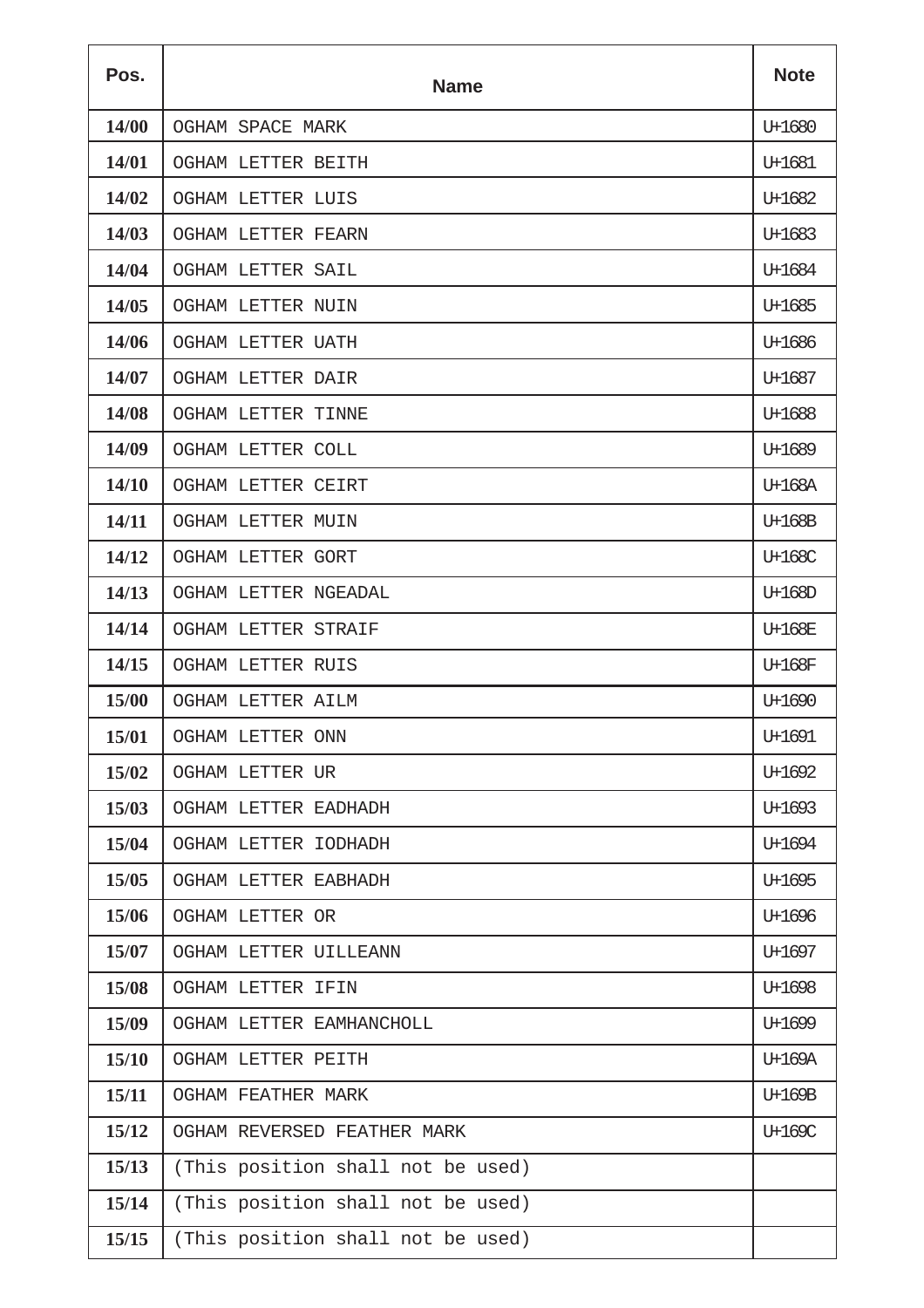| Pos. | Name | Note |
|---|---|---|
| 14/00 | OGHAM SPACE MARK | U+1680 |
| 14/01 | OGHAM LETTER BEITH | U+1681 |
| 14/02 | OGHAM LETTER LUIS | U+1682 |
| 14/03 | OGHAM LETTER FEARN | U+1683 |
| 14/04 | OGHAM LETTER SAIL | U+1684 |
| 14/05 | OGHAM LETTER NUIN | U+1685 |
| 14/06 | OGHAM LETTER UATH | U+1686 |
| 14/07 | OGHAM LETTER DAIR | U+1687 |
| 14/08 | OGHAM LETTER TINNE | U+1688 |
| 14/09 | OGHAM LETTER COLL | U+1689 |
| 14/10 | OGHAM LETTER CEIRT | U+168A |
| 14/11 | OGHAM LETTER MUIN | U+168B |
| 14/12 | OGHAM LETTER GORT | U+168C |
| 14/13 | OGHAM LETTER NGEADAL | U+168D |
| 14/14 | OGHAM LETTER STRAIF | U+168E |
| 14/15 | OGHAM LETTER RUIS | U+168F |
| 15/00 | OGHAM LETTER AILM | U+1690 |
| 15/01 | OGHAM LETTER ONN | U+1691 |
| 15/02 | OGHAM LETTER UR | U+1692 |
| 15/03 | OGHAM LETTER EADHADH | U+1693 |
| 15/04 | OGHAM LETTER IODHADH | U+1694 |
| 15/05 | OGHAM LETTER EABHADH | U+1695 |
| 15/06 | OGHAM LETTER OR | U+1696 |
| 15/07 | OGHAM LETTER UILLEANN | U+1697 |
| 15/08 | OGHAM LETTER IFIN | U+1698 |
| 15/09 | OGHAM LETTER EAMHANCHOLL | U+1699 |
| 15/10 | OGHAM LETTER PEITH | U+169A |
| 15/11 | OGHAM FEATHER MARK | U+169B |
| 15/12 | OGHAM REVERSED FEATHER MARK | U+169C |
| 15/13 | (This position shall not be used) | |
| 15/14 | (This position shall not be used) | |
| 15/15 | (This position shall not be used) | |